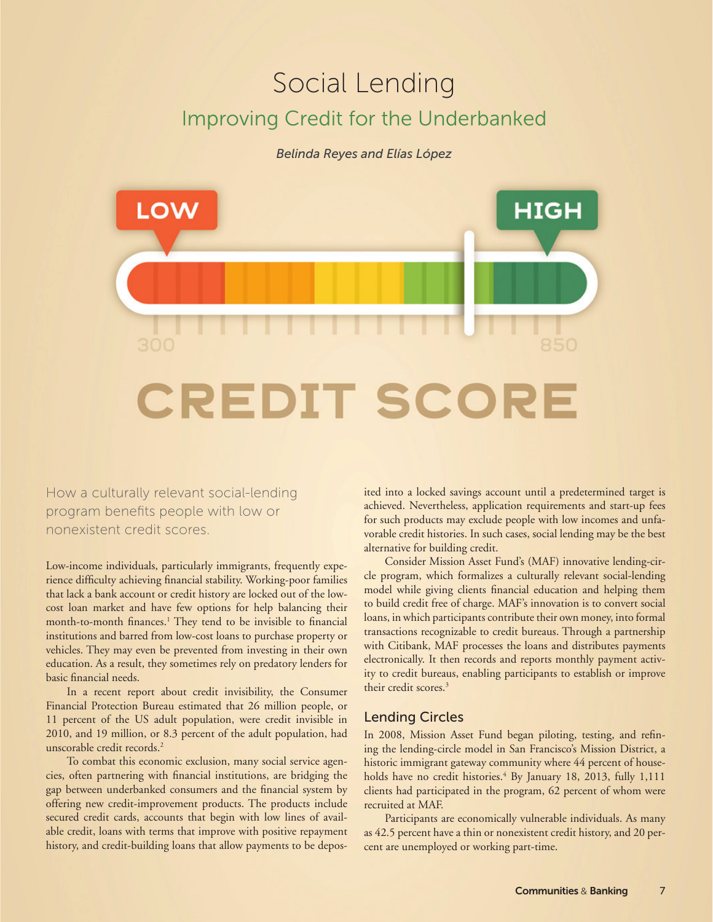# Social Lending

## Improving Credit for the Underbanked

*Belinda Reyes and Elías López*

LOW

HIGH

300

850

CREDIT SCORE

How a culturally relevant social-lending program benefits people with low or nonexistent credit scores.

Low-income individuals, particularly immigrants, frequently experience difficulty achieving financial stability. Working-poor families that lack a bank account or credit history are locked out of the low-cost loan market and have few options for help balancing their month-to-month finances.[1] They tend to be invisible to financial institutions and barred from low-cost loans to purchase property or vehicles. They may even be prevented from investing in their own education. As a result, they sometimes rely on predatory lenders for basic financial needs.

In a recent report about credit invisibility, the Consumer Financial Protection Bureau estimated that 26 million people, or 11 percent of the US adult population, were credit invisible in 2010, and 19 million, or 8.3 percent of the adult population, had unscorable credit records.[2]

To combat this economic exclusion, many social service agencies, often partnering with financial institutions, are bridging the gap between underbanked consumers and the financial system by offering new credit-improvement products. The products include secured credit cards, accounts that begin with low lines of available credit, loans with terms that improve with positive repayment history, and credit-building loans that allow payments to be deposited into a locked savings account until a predetermined target is achieved. Nevertheless, application requirements and start-up fees for such products may exclude people with low incomes and unfavorable credit histories. In such cases, social lending may be the best alternative for building credit.

Consider Mission Asset Fund's (MAF) innovative lending-circle program, which formalizes a culturally relevant social-lending model while giving clients financial education and helping them to build credit free of charge. MAF's innovation is to convert social loans, in which participants contribute their own money, into formal transactions recognizable to credit bureaus. Through a partnership with Citibank, MAF processes the loans and distributes payments electronically. It then records and reports monthly payment activity to credit bureaus, enabling participants to establish or improve their credit scores.[3]

### Lending Circles

In 2008, Mission Asset Fund began piloting, testing, and refining the lending-circle model in San Francisco's Mission District, a historic immigrant gateway community where 44 percent of households have no credit histories.[4] By January 18, 2013, fully 1,111 clients had participated in the program, 62 percent of whom were recruited at MAF.

Participants are economically vulnerable individuals. As many as 42.5 percent have a thin or nonexistent credit history, and 20 percent are unemployed or working part-time.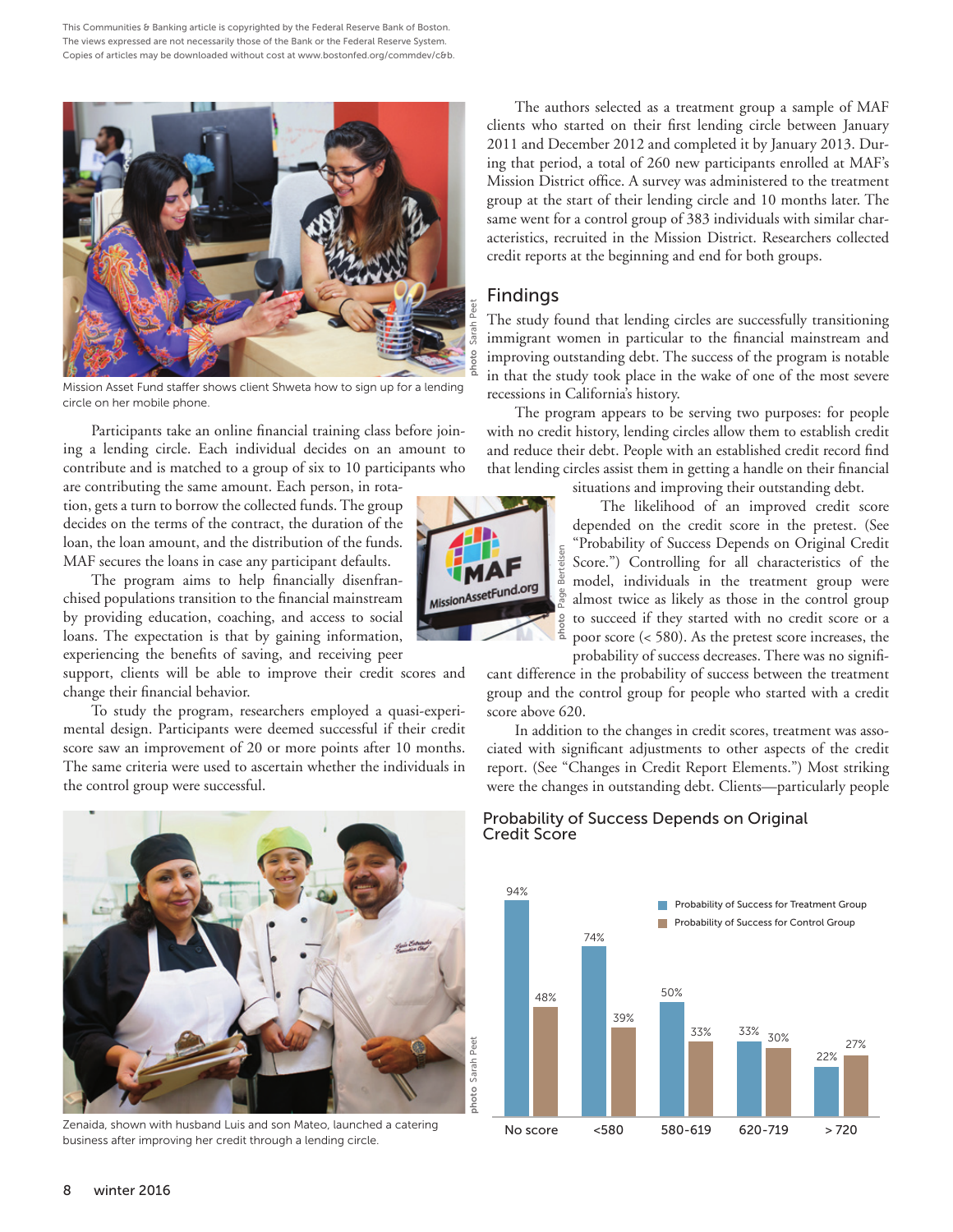This Communities & Banking article is copyrighted by the Federal Reserve Bank of Boston. The views expressed are not necessarily those of the Bank or the Federal Reserve System. Copies of articles may be downloaded without cost at www.bostonfed.org/commdev/c&b.

Mission Asset Fund staffer shows client Shweta how to sign up for a lending circle on her mobile phone.

Participants take an online financial training class before joining a lending circle. Each individual decides on an amount to contribute and is matched to a group of six to 10 participants who are contributing the same amount. Each person, in rotation, gets a turn to borrow the collected funds. The group decides on the terms of the contract, the duration of the loan, the loan amount, and the distribution of the funds. MAF secures the loans in case any participant defaults.

The program aims to help financially disenfranchised populations transition to the financial mainstream by providing education, coaching, and access to social loans. The expectation is that by gaining information, experiencing the benefits of saving, and receiving peer support, clients will be able to improve their credit scores and change their financial behavior.

To study the program, researchers employed a quasi-experimental design. Participants were deemed successful if their credit score saw an improvement of 20 or more points after 10 months. The same criteria were used to ascertain whether the individuals in the control group were successful.

Zenaida, shown with husband Luis and son Mateo, launched a catering business after improving her credit through a lending circle.

The authors selected as a treatment group a sample of MAF clients who started on their first lending circle between January 2011 and December 2012 and completed it by January 2013. During that period, a total of 260 new participants enrolled at MAF's Mission District office. A survey was administered to the treatment group at the start of their lending circle and 10 months later. The same went for a control group of 383 individuals with similar characteristics, recruited in the Mission District. Researchers collected credit reports at the beginning and end for both groups.

## Findings

The study found that lending circles are successfully transitioning immigrant women in particular to the financial mainstream and improving outstanding debt. The success of the program is notable in that the study took place in the wake of one of the most severe recessions in California's history.

The program appears to be serving two purposes: for people with no credit history, lending circles allow them to establish credit and reduce their debt. People with an established credit record find that lending circles assist them in getting a handle on their financial situations and improving their outstanding debt.

The likelihood of an improved credit score depended on the credit score in the pretest. (See "Probability of Success Depends on Original Credit Score.") Controlling for all characteristics of the model, individuals in the treatment group were almost twice as likely as those in the control group to succeed if they started with no credit score or a poor score (< 580). As the pretest score increases, the probability of success decreases. There was no significant difference in the probability of success between the treatment group and the control group for people who started with a credit score above 620.

In addition to the changes in credit scores, treatment was associated with significant adjustments to other aspects of the credit report. (See "Changes in Credit Report Elements.") Most striking were the changes in outstanding debt. Clients—particularly people

### Probability of Success Depends on Original Credit Score

Probability of Success for Treatment Group
Probability of Success for Control Group

No score: 94% 48%
<580: 74% 39%
580-619: 50% 33%
620-719: 33% 30%
> 720: 22% 27%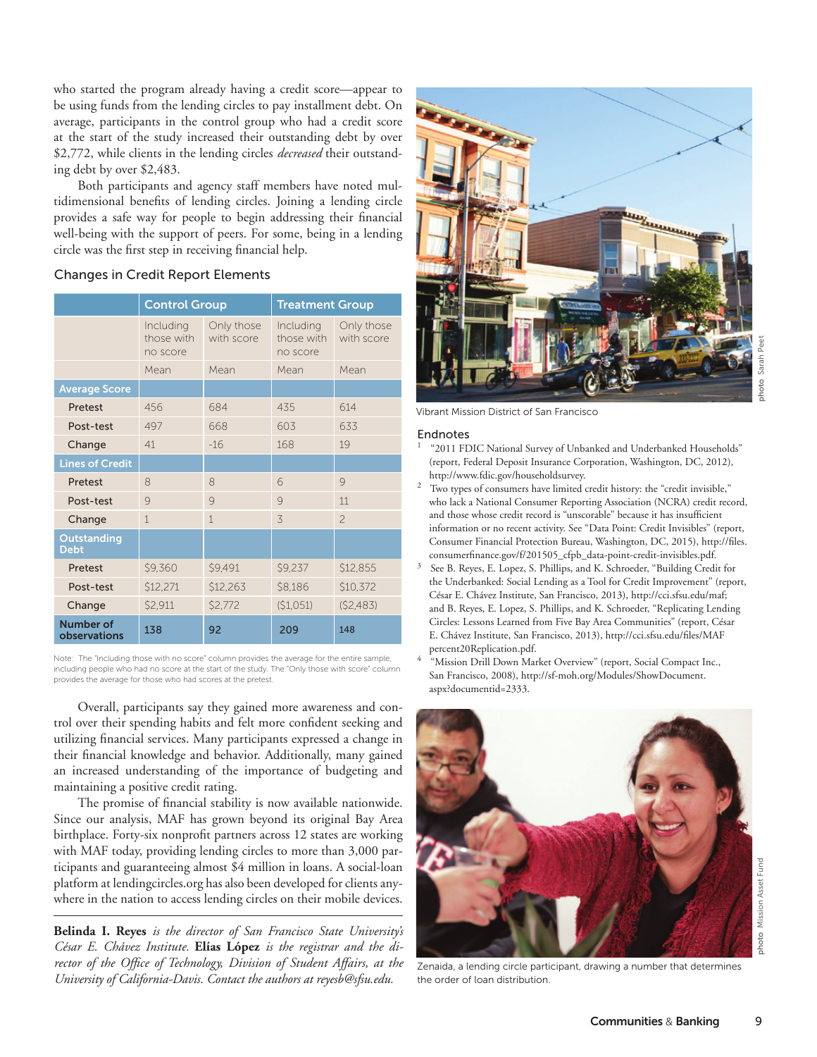who started the program already having a credit score—appear to be using funds from the lending circles to pay installment debt. On average, participants in the control group who had a credit score at the start of the study increased their outstanding debt by over $2,772, while clients in the lending circles *decreased* their outstanding debt by over $2,483.

Both participants and agency staff members have noted multidimensional benefits of lending circles. Joining a lending circle provides a safe way for people to begin addressing their financial well-being with the support of peers. For some, being in a lending circle was the first step in receiving financial help.

### Changes in Credit Report Elements

| | Control Group | | Treatment Group | |
|---|---|---|---|---|
| | Including those with no score | Only those with score | Including those with no score | Only those with score |
| | Mean | Mean | Mean | Mean |
| **Average Score** | | | | |
| Pretest | 456 | 684 | 435 | 614 |
| Post-test | 497 | 668 | 603 | 633 |
| Change | 41 | -16 | 168 | 19 |
| **Lines of Credit** | | | | |
| Pretest | 8 | 8 | 6 | 9 |
| Post-test | 9 | 9 | 9 | 11 |
| Change | 1 | 1 | 3 | 2 |
| **Outstanding Debt** | | | | |
| Pretest | $9,360 | $9,491 | $9,237 | $12,855 |
| Post-test | $12,271 | $12,263 | $8,186 | $10,372 |
| Change | $2,911 | $2,772 | ($1,051) | ($2,483) |
| **Number of observations** | 138 | 92 | 209 | 148 |

Note: The "Including those with no score" column provides the average for the entire sample, including people who had no score at the start of the study. The "Only those with score" column provides the average for those who had scores at the pretest.

Overall, participants say they gained more awareness and control over their spending habits and felt more confident seeking and utilizing financial services. Many participants expressed a change in their financial knowledge and behavior. Additionally, many gained an increased understanding of the importance of budgeting and maintaining a positive credit rating.

The promise of financial stability is now available nationwide. Since our analysis, MAF has grown beyond its original Bay Area birthplace. Forty-six nonprofit partners across 12 states are working with MAF today, providing lending circles to more than 3,000 participants and guaranteeing almost $4 million in loans. A social-loan platform at lendingcircles.org has also been developed for clients anywhere in the nation to access lending circles on their mobile devices.

**Belinda I. Reyes** *is the director of San Francisco State University's César E. Chávez Institute.* **Elías López** *is the registrar and the director of the Office of Technology, Division of Student Affairs, at the University of California-Davis. Contact the authors at reyesb@sfsu.edu.*

photo Sarah Peet

Vibrant Mission District of San Francisco

### Endnotes

1. "2011 FDIC National Survey of Unbanked and Underbanked Households" (report, Federal Deposit Insurance Corporation, Washington, DC, 2012), http://www.fdic.gov/householdsurvey.
2. Two types of consumers have limited credit history: the "credit invisible," who lack a National Consumer Reporting Association (NCRA) credit record, and those whose credit record is "unscorable" because it has insufficient information or no recent activity. See "Data Point: Credit Invisibles" (report, Consumer Financial Protection Bureau, Washington, DC, 2015), http://files.consumerfinance.gov/f/201505_cfpb_data-point-credit-invisibles.pdf.
3. See B. Reyes, E. Lopez, S. Phillips, and K. Schroeder, "Building Credit for the Underbanked: Social Lending as a Tool for Credit Improvement" (report, César E. Chávez Institute, San Francisco, 2013), http://cci.sfsu.edu/maf; and B. Reyes, E. Lopez, S. Phillips, and K. Schroeder, "Replicating Lending Circles: Lessons Learned from Five Bay Area Communities" (report, César E. Chávez Institute, San Francisco, 2013), http://cci.sfsu.edu/files/MAF percent20Replication.pdf.
4. "Mission Drill Down Market Overview" (report, Social Compact Inc., San Francisco, 2008), http://sf-moh.org/Modules/ShowDocument.aspx?documentid=2333.

photo Mission Asset Fund

Zenaida, a lending circle participant, drawing a number that determines the order of loan distribution.